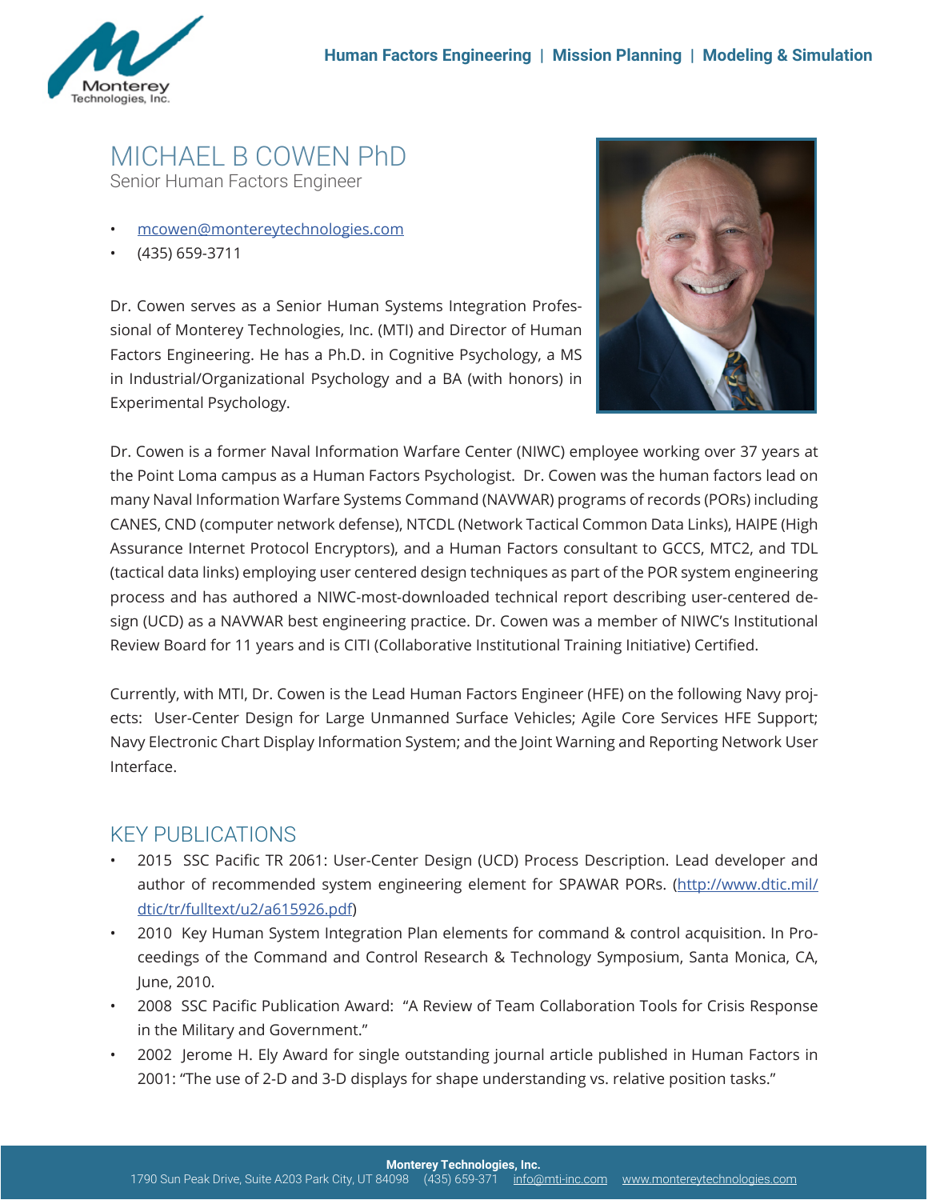Human Factors Engineering | Mission Planning | Modeling & Simulation

# MICHAEL B COWEN PhD

Senior Human Factors Engineer

- mcowen@montereytechnologies.com
- (435) 659-3711

Dr. Cowen serves as a Senior Human Systems Integration Professional of Monterey Technologies, Inc. (MTI) and Director of Human Factors Engineering. He has a Ph.D. in Cognitive Psychology, a MS in Industrial/Organizational Psychology and a BA (with honors) in Experimental Psychology.

Dr. Cowen is a former Naval Information Warfare Center (NIWC) employee working over 37 years at the Point Loma campus as a Human Factors Psychologist. Dr. Cowen was the human factors lead on many Naval Information Warfare Systems Command (NAVWAR) programs of records (PORs) including CANES, CND (computer network defense), NTCDL (Network Tactical Common Data Links), HAIPE (High Assurance Internet Protocol Encryptors), and a Human Factors consultant to GCCS, MTC2, and TDL (tactical data links) employing user centered design techniques as part of the POR system engineering process and has authored a NIWC-most-downloaded technical report describing user-centered design (UCD) as a NAVWAR best engineering practice. Dr. Cowen was a member of NIWC's Institutional Review Board for 11 years and is CITI (Collaborative Institutional Training Initiative) Certified.

Currently, with MTI, Dr. Cowen is the Lead Human Factors Engineer (HFE) on the following Navy projects: User-Center Design for Large Unmanned Surface Vehicles; Agile Core Services HFE Support; Navy Electronic Chart Display Information System; and the Joint Warning and Reporting Network User Interface.

## KEY PUBLICATIONS

- 2015 SSC Pacific TR 2061: User-Center Design (UCD) Process Description. Lead developer and author of recommended system engineering element for SPAWAR PORs. (http://www.dtic.mil/dtic/tr/fulltext/u2/a615926.pdf)
- 2010 Key Human System Integration Plan elements for command & control acquisition. In Proceedings of the Command and Control Research & Technology Symposium, Santa Monica, CA, June, 2010.
- 2008 SSC Pacific Publication Award: "A Review of Team Collaboration Tools for Crisis Response in the Military and Government."
- 2002 Jerome H. Ely Award for single outstanding journal article published in Human Factors in 2001: "The use of 2-D and 3-D displays for shape understanding vs. relative position tasks."

**Monterey Technologies, Inc.**
1790 Sun Peak Drive, Suite A203 Park City, UT 84098 (435) 659-371 info@mti-inc.com www.montereytechnologies.com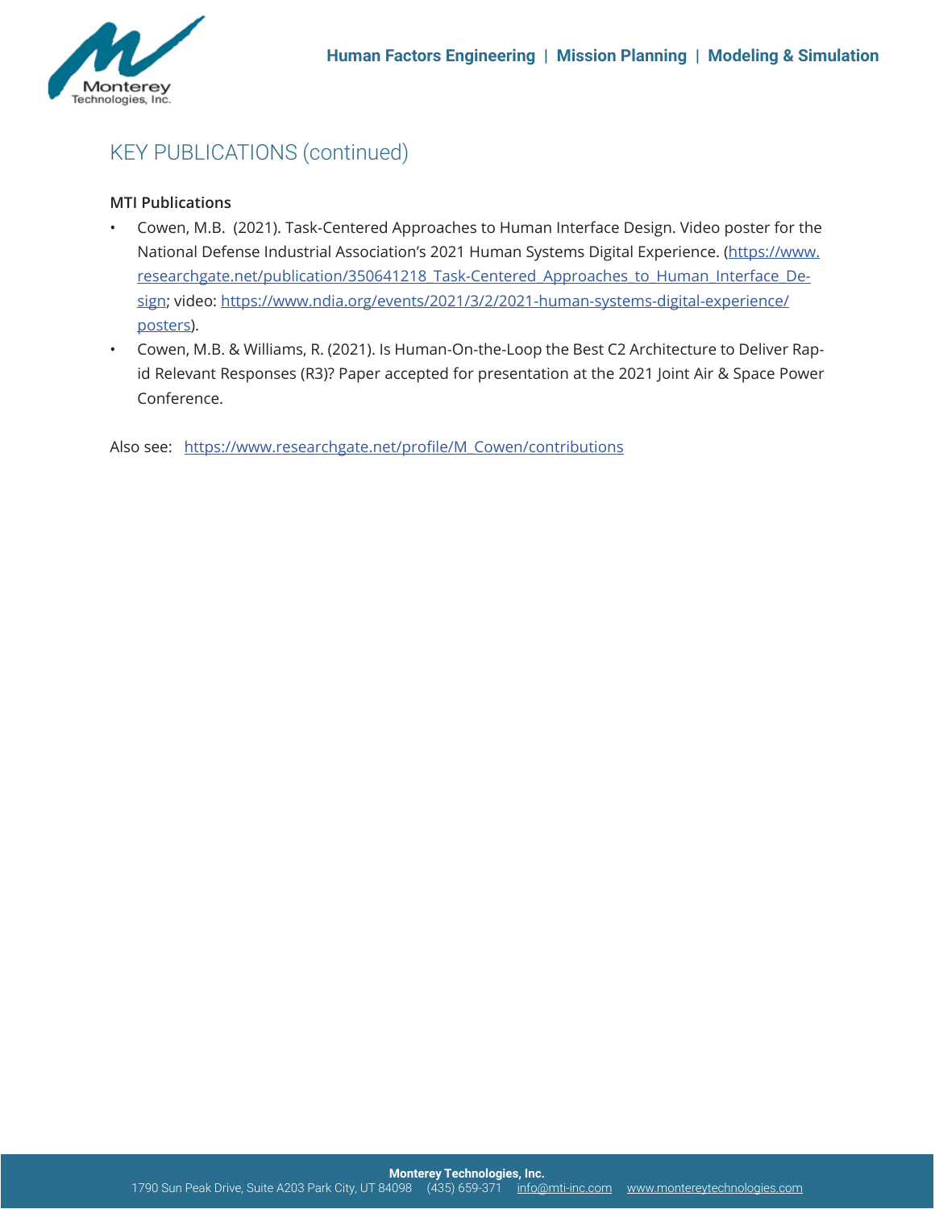## KEY PUBLICATIONS (continued)

**MTI Publications**

- Cowen, M.B. (2021). Task-Centered Approaches to Human Interface Design. Video poster for the National Defense Industrial Association's 2021 Human Systems Digital Experience. (https://www.researchgate.net/publication/350641218_Task-Centered_Approaches_to_Human_Interface_Design; video: https://www.ndia.org/events/2021/3/2/2021-human-systems-digital-experience/posters).
- Cowen, M.B. & Williams, R. (2021). Is Human-On-the-Loop the Best C2 Architecture to Deliver Rapid Relevant Responses (R3)? Paper accepted for presentation at the 2021 Joint Air & Space Power Conference.

Also see: https://www.researchgate.net/profile/M_Cowen/contributions